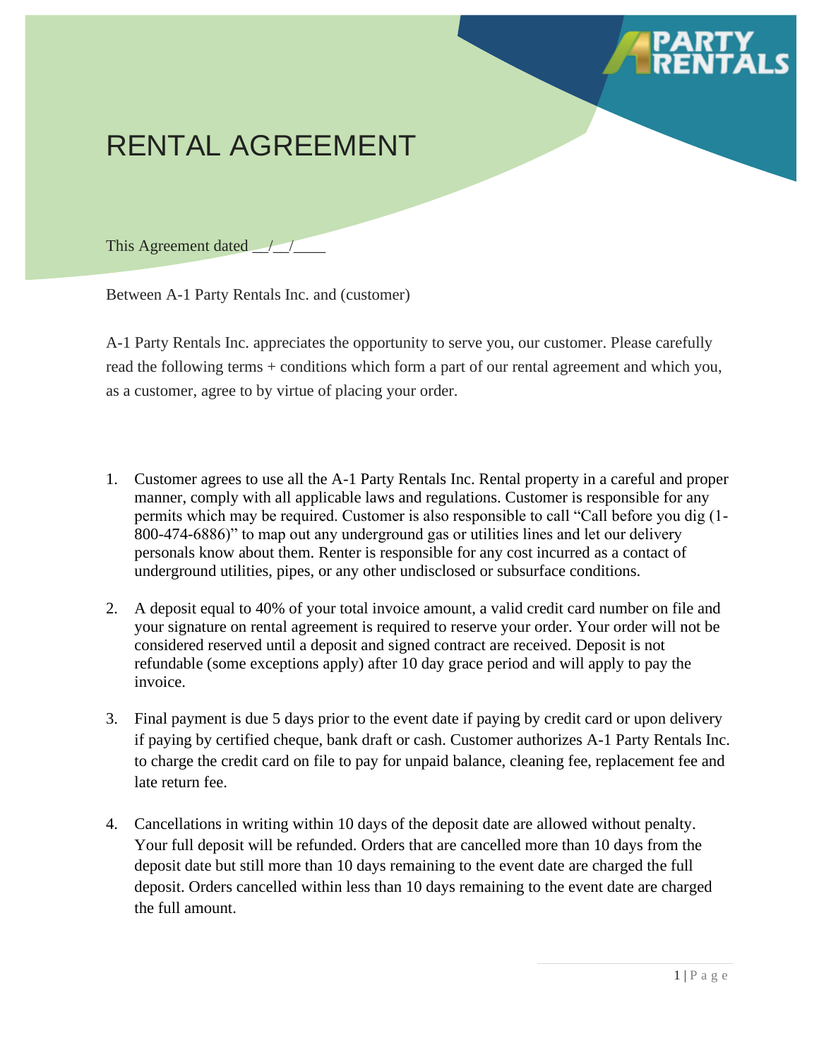# RENTAL AGREEMENT

This Agreement dated __/__/____

Between A-1 Party Rentals Inc. and (customer)

A-1 Party Rentals Inc. appreciates the opportunity to serve you, our customer. Please carefully read the following terms + conditions which form a part of our rental agreement and which you, as a customer, agree to by virtue of placing your order.

1. Customer agrees to use all the A-1 Party Rentals Inc. Rental property in a careful and proper manner, comply with all applicable laws and regulations. Customer is responsible for any permits which may be required. Customer is also responsible to call "Call before you dig (1-800-474-6886)" to map out any underground gas or utilities lines and let our delivery personals know about them. Renter is responsible for any cost incurred as a contact of underground utilities, pipes, or any other undisclosed or subsurface conditions.

2. A deposit equal to 40% of your total invoice amount, a valid credit card number on file and your signature on rental agreement is required to reserve your order. Your order will not be considered reserved until a deposit and signed contract are received. Deposit is not refundable (some exceptions apply) after 10 day grace period and will apply to pay the invoice.

3. Final payment is due 5 days prior to the event date if paying by credit card or upon delivery if paying by certified cheque, bank draft or cash. Customer authorizes A-1 Party Rentals Inc. to charge the credit card on file to pay for unpaid balance, cleaning fee, replacement fee and late return fee.

4. Cancellations in writing within 10 days of the deposit date are allowed without penalty. Your full deposit will be refunded. Orders that are cancelled more than 10 days from the deposit date but still more than 10 days remaining to the event date are charged the full deposit. Orders cancelled within less than 10 days remaining to the event date are charged the full amount.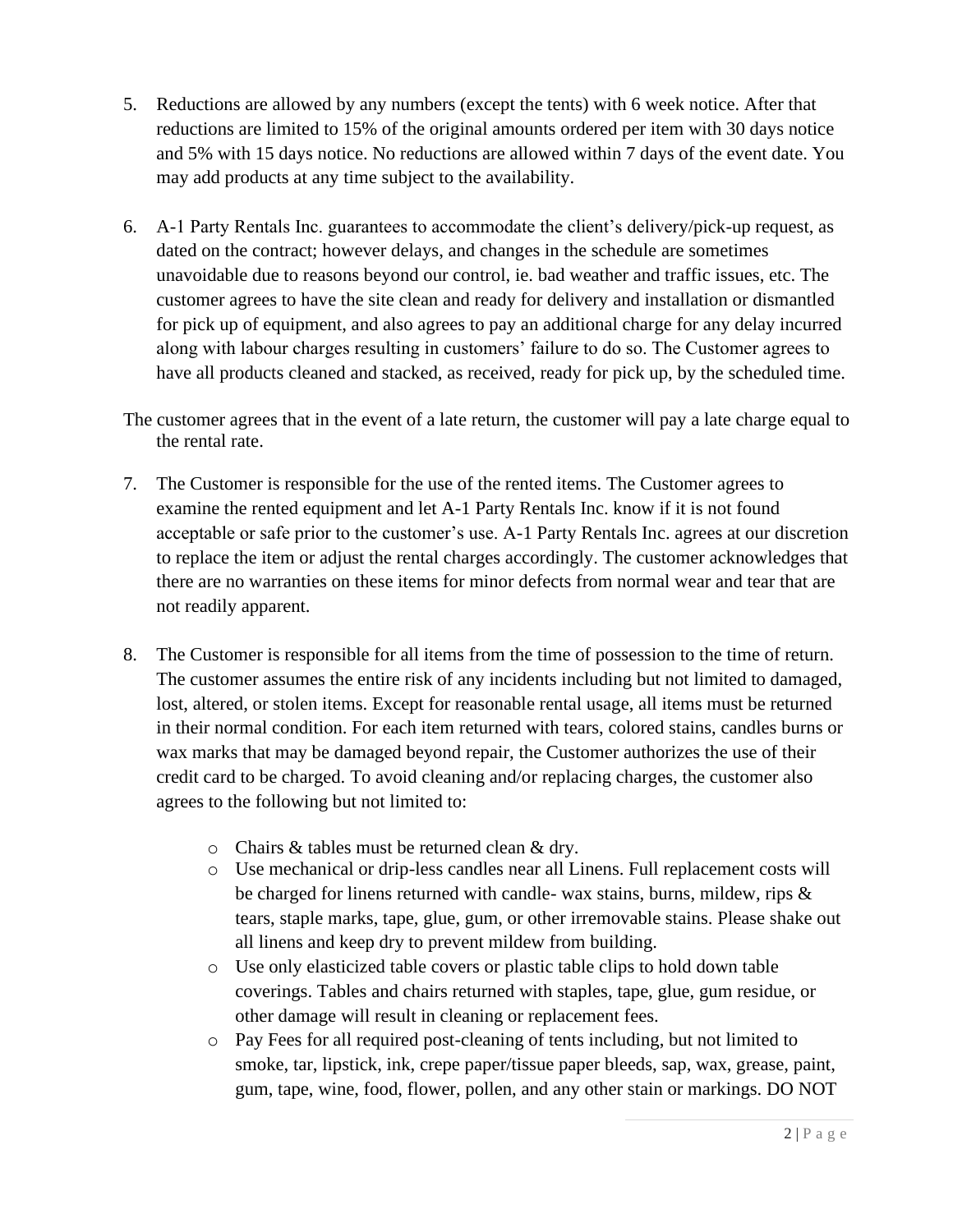5. Reductions are allowed by any numbers (except the tents) with 6 week notice. After that reductions are limited to 15% of the original amounts ordered per item with 30 days notice and 5% with 15 days notice. No reductions are allowed within 7 days of the event date. You may add products at any time subject to the availability.

6. A-1 Party Rentals Inc. guarantees to accommodate the client's delivery/pick-up request, as dated on the contract; however delays, and changes in the schedule are sometimes unavoidable due to reasons beyond our control, ie. bad weather and traffic issues, etc. The customer agrees to have the site clean and ready for delivery and installation or dismantled for pick up of equipment, and also agrees to pay an additional charge for any delay incurred along with labour charges resulting in customers' failure to do so. The Customer agrees to have all products cleaned and stacked, as received, ready for pick up, by the scheduled time.

The customer agrees that in the event of a late return, the customer will pay a late charge equal to the rental rate.

7. The Customer is responsible for the use of the rented items. The Customer agrees to examine the rented equipment and let A-1 Party Rentals Inc. know if it is not found acceptable or safe prior to the customer's use. A-1 Party Rentals Inc. agrees at our discretion to replace the item or adjust the rental charges accordingly. The customer acknowledges that there are no warranties on these items for minor defects from normal wear and tear that are not readily apparent.

8. The Customer is responsible for all items from the time of possession to the time of return. The customer assumes the entire risk of any incidents including but not limited to damaged, lost, altered, or stolen items. Except for reasonable rental usage, all items must be returned in their normal condition. For each item returned with tears, colored stains, candles burns or wax marks that may be damaged beyond repair, the Customer authorizes the use of their credit card to be charged. To avoid cleaning and/or replacing charges, the customer also agrees to the following but not limited to:

   - Chairs & tables must be returned clean & dry.
   - Use mechanical or drip-less candles near all Linens. Full replacement costs will be charged for linens returned with candle- wax stains, burns, mildew, rips & tears, staple marks, tape, glue, gum, or other irremovable stains. Please shake out all linens and keep dry to prevent mildew from building.
   - Use only elasticized table covers or plastic table clips to hold down table coverings. Tables and chairs returned with staples, tape, glue, gum residue, or other damage will result in cleaning or replacement fees.
   - Pay Fees for all required post-cleaning of tents including, but not limited to smoke, tar, lipstick, ink, crepe paper/tissue paper bleeds, sap, wax, grease, paint, gum, tape, wine, food, flower, pollen, and any other stain or markings. DO NOT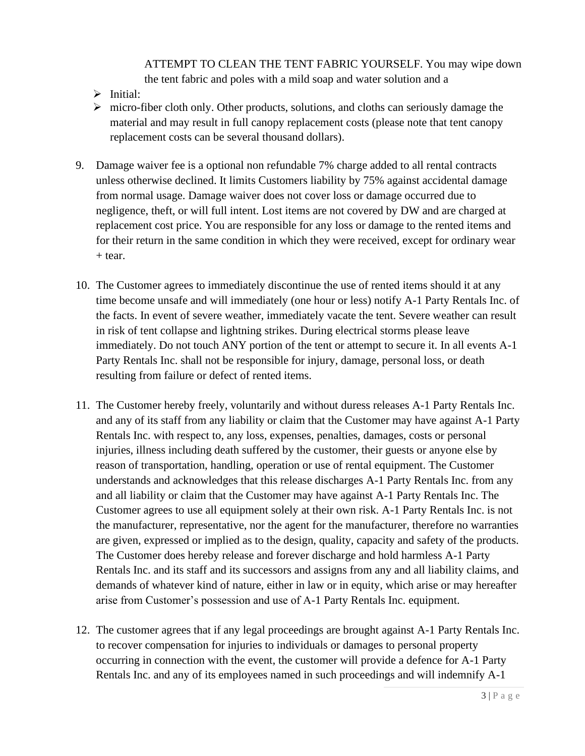ATTEMPT TO CLEAN THE TENT FABRIC YOURSELF. You may wipe down the tent fabric and poles with a mild soap and water solution and a

- Initial:
- micro-fiber cloth only. Other products, solutions, and cloths can seriously damage the material and may result in full canopy replacement costs (please note that tent canopy replacement costs can be several thousand dollars).

9. Damage waiver fee is a optional non refundable 7% charge added to all rental contracts unless otherwise declined. It limits Customers liability by 75% against accidental damage from normal usage. Damage waiver does not cover loss or damage occurred due to negligence, theft, or will full intent. Lost items are not covered by DW and are charged at replacement cost price. You are responsible for any loss or damage to the rented items and for their return in the same condition in which they were received, except for ordinary wear + tear.

10. The Customer agrees to immediately discontinue the use of rented items should it at any time become unsafe and will immediately (one hour or less) notify A-1 Party Rentals Inc. of the facts. In event of severe weather, immediately vacate the tent. Severe weather can result in risk of tent collapse and lightning strikes. During electrical storms please leave immediately. Do not touch ANY portion of the tent or attempt to secure it. In all events A-1 Party Rentals Inc. shall not be responsible for injury, damage, personal loss, or death resulting from failure or defect of rented items.

11. The Customer hereby freely, voluntarily and without duress releases A-1 Party Rentals Inc. and any of its staff from any liability or claim that the Customer may have against A-1 Party Rentals Inc. with respect to, any loss, expenses, penalties, damages, costs or personal injuries, illness including death suffered by the customer, their guests or anyone else by reason of transportation, handling, operation or use of rental equipment. The Customer understands and acknowledges that this release discharges A-1 Party Rentals Inc. from any and all liability or claim that the Customer may have against A-1 Party Rentals Inc. The Customer agrees to use all equipment solely at their own risk. A-1 Party Rentals Inc. is not the manufacturer, representative, nor the agent for the manufacturer, therefore no warranties are given, expressed or implied as to the design, quality, capacity and safety of the products. The Customer does hereby release and forever discharge and hold harmless A-1 Party Rentals Inc. and its staff and its successors and assigns from any and all liability claims, and demands of whatever kind of nature, either in law or in equity, which arise or may hereafter arise from Customer's possession and use of A-1 Party Rentals Inc. equipment.

12. The customer agrees that if any legal proceedings are brought against A-1 Party Rentals Inc. to recover compensation for injuries to individuals or damages to personal property occurring in connection with the event, the customer will provide a defence for A-1 Party Rentals Inc. and any of its employees named in such proceedings and will indemnify A-1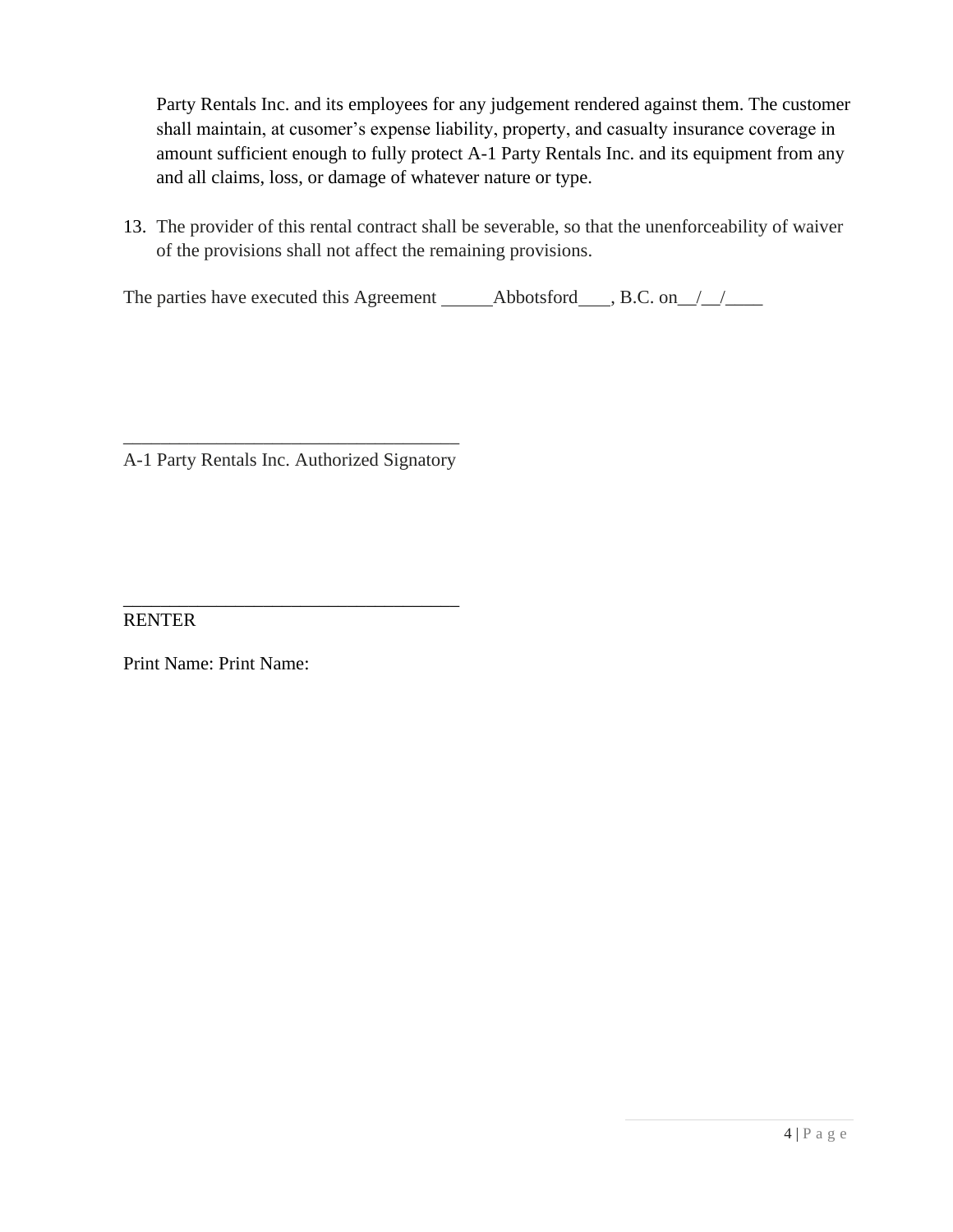Party Rentals Inc. and its employees for any judgement rendered against them. The customer shall maintain, at cusomer's expense liability, property, and casualty insurance coverage in amount sufficient enough to fully protect A-1 Party Rentals Inc. and its equipment from any and all claims, loss, or damage of whatever nature or type.

13. The provider of this rental contract shall be severable, so that the unenforceability of waiver of the provisions shall not affect the remaining provisions.

The parties have executed this Agreement ______Abbotsford___, B.C. on__/__/____

____________________________________
A-1 Party Rentals Inc. Authorized Signatory

____________________________________
RENTER

Print Name: Print Name: